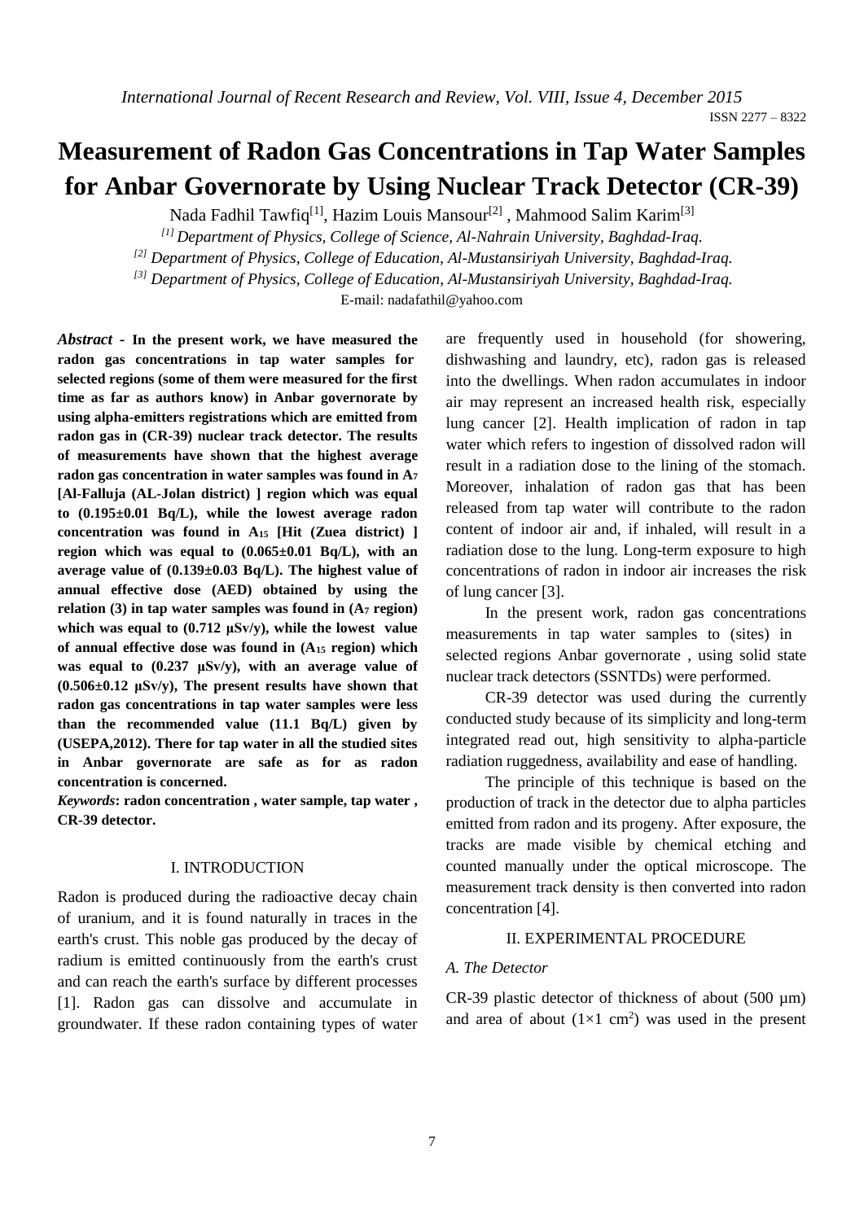# Measurement of Radon Gas Concentrations in Tap Water Samples for Anbar Governorate by Using Nuclear Track Detector (CR-39)

Nada Fadhil Tawfiq[1], Hazim Louis Mansour[2], Mahmood Salim Karim[3]

[1] *Department of Physics, College of Science, Al-Nahrain University, Baghdad-Iraq.*

[2] *Department of Physics, College of Education, Al-Mustansiriyah University, Baghdad-Iraq.*

[3] *Department of Physics, College of Education, Al-Mustansiriyah University, Baghdad-Iraq.*

E-mail: nadafathil@yahoo.com

***Abstract* - In the present work, we have measured the radon gas concentrations in tap water samples for selected regions (some of them were measured for the first time as far as authors know) in Anbar governorate by using alpha-emitters registrations which are emitted from radon gas in (CR-39) nuclear track detector. The results of measurements have shown that the highest average radon gas concentration in water samples was found in $A_7$ [Al-Falluja (AL-Jolan district) ] region which was equal to (0.195±0.01 Bq/L), while the lowest average radon concentration was found in $A_{15}$ [Hit (Zuea district) ] region which was equal to (0.065±0.01 Bq/L), with an average value of (0.139±0.03 Bq/L). The highest value of annual effective dose (AED) obtained by using the relation (3) in tap water samples was found in ($A_7$ region) which was equal to (0.712 µSv/y), while the lowest value of annual effective dose was found in ($A_{15}$ region) which was equal to (0.237 µSv/y), with an average value of (0.506±0.12 µSv/y), The present results have shown that radon gas concentrations in tap water samples were less than the recommended value (11.1 Bq/L) given by (USEPA,2012). There for tap water in all the studied sites in Anbar governorate are safe as for as radon concentration is concerned.**

***Keywords*: radon concentration , water sample, tap water , CR-39 detector.**

## I. INTRODUCTION

Radon is produced during the radioactive decay chain of uranium, and it is found naturally in traces in the earth's crust. This noble gas produced by the decay of radium is emitted continuously from the earth's crust and can reach the earth's surface by different processes [1]. Radon gas can dissolve and accumulate in groundwater. If these radon containing types of water are frequently used in household (for showering, dishwashing and laundry, etc), radon gas is released into the dwellings. When radon accumulates in indoor air may represent an increased health risk, especially lung cancer [2]. Health implication of radon in tap water which refers to ingestion of dissolved radon will result in a radiation dose to the lining of the stomach. Moreover, inhalation of radon gas that has been released from tap water will contribute to the radon content of indoor air and, if inhaled, will result in a radiation dose to the lung. Long-term exposure to high concentrations of radon in indoor air increases the risk of lung cancer [3].

In the present work, radon gas concentrations measurements in tap water samples to (sites) in selected regions Anbar governorate , using solid state nuclear track detectors (SSNTDs) were performed.

CR-39 detector was used during the currently conducted study because of its simplicity and long-term integrated read out, high sensitivity to alpha-particle radiation ruggedness, availability and ease of handling.

The principle of this technique is based on the production of track in the detector due to alpha particles emitted from radon and its progeny. After exposure, the tracks are made visible by chemical etching and counted manually under the optical microscope. The measurement track density is then converted into radon concentration [4].

## II. EXPERIMENTAL PROCEDURE

### *A. The Detector*

CR-39 plastic detector of thickness of about (500 µm) and area of about (1×1 cm$^2$) was used in the present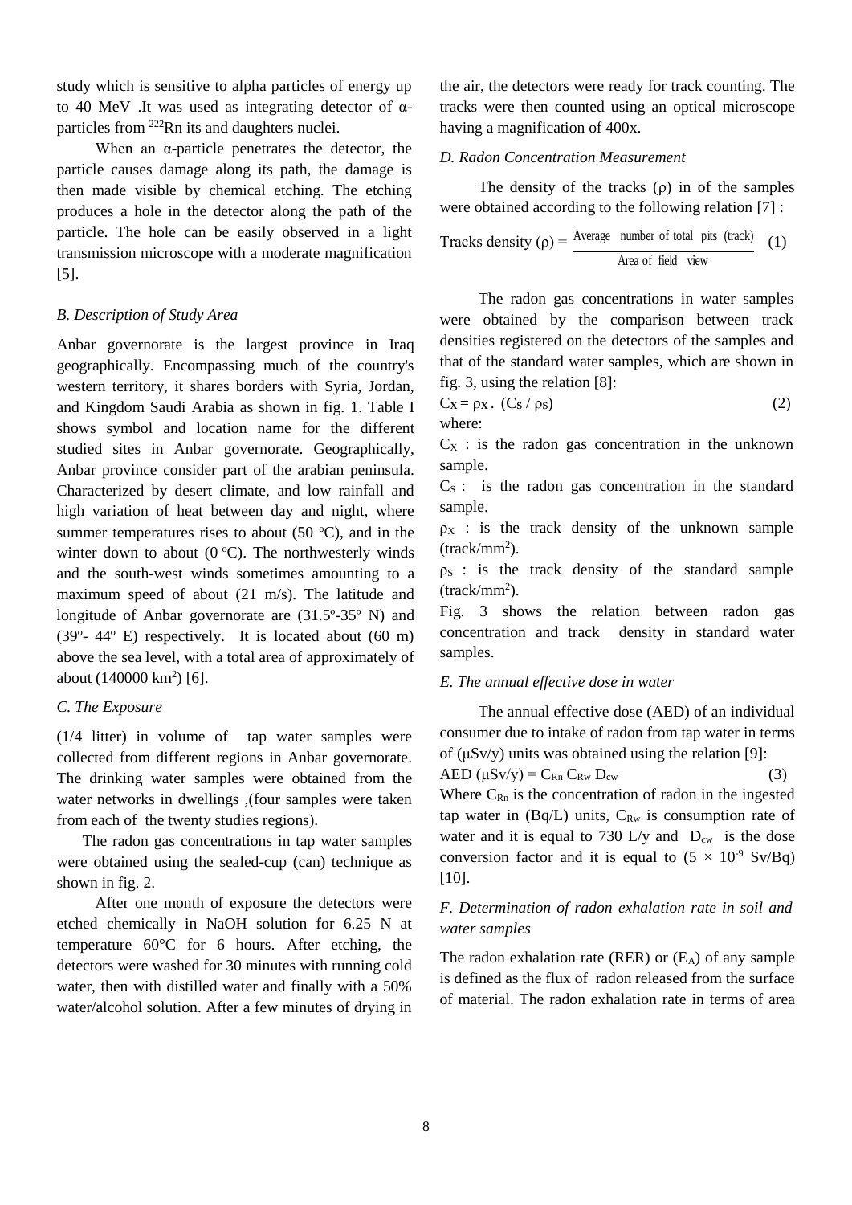study which is sensitive to alpha particles of energy up to 40 MeV .It was used as integrating detector of α-particles from $^{222}$Rn its and daughters nuclei.

When an α-particle penetrates the detector, the particle causes damage along its path, the damage is then made visible by chemical etching. The etching produces a hole in the detector along the path of the particle. The hole can be easily observed in a light transmission microscope with a moderate magnification [5].

### *B. Description of Study Area*

Anbar governorate is the largest province in Iraq geographically. Encompassing much of the country's western territory, it shares borders with Syria, Jordan, and Kingdom Saudi Arabia as shown in fig. 1. Table I shows symbol and location name for the different studied sites in Anbar governorate. Geographically, Anbar province consider part of the arabian peninsula. Characterized by desert climate, and low rainfall and high variation of heat between day and night, where summer temperatures rises to about (50 ºC), and in the winter down to about (0 ºC). The northwesterly winds and the south-west winds sometimes amounting to a maximum speed of about (21 m/s). The latitude and longitude of Anbar governorate are (31.5º-35º N) and (39º- 44º E) respectively. It is located about (60 m) above the sea level, with a total area of approximately of about (140000 km$^2$) [6].

### *C. The Exposure*

(1/4 litter) in volume of tap water samples were collected from different regions in Anbar governorate. The drinking water samples were obtained from the water networks in dwellings ,(four samples were taken from each of the twenty studies regions).

The radon gas concentrations in tap water samples were obtained using the sealed-cup (can) technique as shown in fig. 2.

After one month of exposure the detectors were etched chemically in NaOH solution for 6.25 N at temperature 60°C for 6 hours. After etching, the detectors were washed for 30 minutes with running cold water, then with distilled water and finally with a 50% water/alcohol solution. After a few minutes of drying in the air, the detectors were ready for track counting. The tracks were then counted using an optical microscope having a magnification of 400x.

### *D. Radon Concentration Measurement*

The density of the tracks (ρ) in of the samples were obtained according to the following relation [7] :

$$\text{Tracks density } (\rho) = \frac{\text{Average number of total pits (track)}}{\text{Area of field view}} \quad (1)$$

The radon gas concentrations in water samples were obtained by the comparison between track densities registered on the detectors of the samples and that of the standard water samples, which are shown in fig. 3, using the relation [8]:

$$C_X = \rho_X \,.\, (C_S / \rho_S) \quad (2)$$

where:

$C_X$ : is the radon gas concentration in the unknown sample.

$C_S$ : is the radon gas concentration in the standard sample.

$\rho_X$ : is the track density of the unknown sample (track/mm$^2$).

$\rho_S$ : is the track density of the standard sample (track/mm$^2$).

Fig. 3 shows the relation between radon gas concentration and track density in standard water samples.

### *E. The annual effective dose in water*

The annual effective dose (AED) of an individual consumer due to intake of radon from tap water in terms of (μSv/y) units was obtained using the relation [9]:

$$AED\ (\mu Sv/y) = C_{Rn}\, C_{Rw}\, D_{cw} \quad (3)$$

Where $C_{Rn}$ is the concentration of radon in the ingested tap water in (Bq/L) units, $C_{Rw}$ is consumption rate of water and it is equal to 730 L/y and $D_{cw}$ is the dose conversion factor and it is equal to $(5 \times 10^{-9}$ Sv/Bq) [10].

### *F. Determination of radon exhalation rate in soil and water samples*

The radon exhalation rate (RER) or ($E_A$) of any sample is defined as the flux of radon released from the surface of material. The radon exhalation rate in terms of area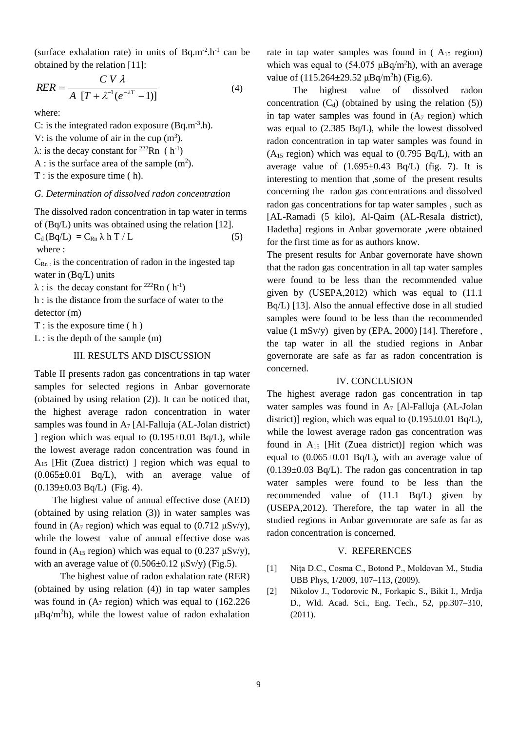(surface exhalation rate) in units of $Bq.m^{-2}.h^{-1}$ can be obtained by the relation [11]:

$$RER = \frac{C\ V\ \lambda}{A\ [T + \lambda^{-1}(e^{-\lambda T} - 1)]} \tag{4}$$

where:

C: is the integrated radon exposure ($Bq.m^{-3}.h$).

V: is the volume of air in the cup ($m^3$).

$\lambda$: is the decay constant for $^{222}Rn$ ($h^{-1}$)

A : is the surface area of the sample ($m^2$).

T : is the exposure time ( h).

### *G. Determination of dissolved radon concentration*

The dissolved radon concentration in tap water in terms of (Bq/L) units was obtained using the relation [12].

$$C_d\,(Bq/L) = C_{Rn}\ \lambda\ h\ T\ /\ L \tag{5}$$

where :

$C_{Rn}$ : is the concentration of radon in the ingested tap water in (Bq/L) units

$\lambda$ : is the decay constant for $^{222}Rn$ ( $h^{-1}$)

h : is the distance from the surface of water to the detector (m)

T : is the exposure time ( h )

L : is the depth of the sample (m)

## III. RESULTS AND DISCUSSION

Table II presents radon gas concentrations in tap water samples for selected regions in Anbar governorate (obtained by using relation (2)). It can be noticed that, the highest average radon concentration in water samples was found in $A_7$ [Al-Falluja (AL-Jolan district) ] region which was equal to (0.195±0.01 Bq/L), while the lowest average radon concentration was found in $A_{15}$ [Hit (Zuea district) ] region which was equal to (0.065±0.01 Bq/L), with an average value of (0.139±0.03 Bq/L) (Fig. 4).

The highest value of annual effective dose (AED) (obtained by using relation (3)) in water samples was found in ($A_7$ region) which was equal to (0.712 μSv/y), while the lowest value of annual effective dose was found in ($A_{15}$ region) which was equal to (0.237 μSv/y), with an average value of (0.506±0.12 μSv/y) (Fig.5).

The highest value of radon exhalation rate (RER) (obtained by using relation (4)) in tap water samples was found in ($A_7$ region) which was equal to (162.226 $\mu Bq/m^2h$), while the lowest value of radon exhalation rate in tap water samples was found in ( $A_{15}$ region) which was equal to (54.075 $\mu Bq/m^2h$), with an average value of (115.264±29.52 $\mu Bq/m^2h$) (Fig.6).

The highest value of dissolved radon concentration ($C_d$) (obtained by using the relation (5)) in tap water samples was found in ($A_7$ region) which was equal to (2.385 Bq/L), while the lowest dissolved radon concentration in tap water samples was found in ($A_{15}$ region) which was equal to (0.795 Bq/L), with an average value of (1.695±0.43 Bq/L) (fig. 7). It is interesting to mention that ,some of the present results concerning the radon gas concentrations and dissolved radon gas concentrations for tap water samples , such as [AL-Ramadi (5 kilo), Al-Qaim (AL-Resala district), Hadetha] regions in Anbar governorate ,were obtained for the first time as for as authors know.

The present results for Anbar governorate have shown that the radon gas concentration in all tap water samples were found to be less than the recommended value given by (USEPA,2012) which was equal to (11.1 Bq/L) [13]. Also the annual effective dose in all studied samples were found to be less than the recommended value (1 mSv/y) given by (EPA, 2000) [14]. Therefore , the tap water in all the studied regions in Anbar governorate are safe as far as radon concentration is concerned.

## IV. CONCLUSION

The highest average radon gas concentration in tap water samples was found in $A_7$ [Al-Falluja (AL-Jolan district)] region, which was equal to (0.195±0.01 Bq/L), while the lowest average radon gas concentration was found in $A_{15}$ [Hit (Zuea district)] region which was equal to (0.065±0.01 Bq/L)**,** with an average value of (0.139±0.03 Bq/L). The radon gas concentration in tap water samples were found to be less than the recommended value of (11.1 Bq/L) given by (USEPA,2012). Therefore, the tap water in all the studied regions in Anbar governorate are safe as far as radon concentration is concerned.

## V. REFERENCES

[1] Niţa D.C., Cosma C., Botond P., Moldovan M., Studia UBB Phys, 1/2009, 107–113, (2009).

[2] Nikolov J., Todorovic N., Forkapic S., Bikit I., Mrdja D., Wld. Acad. Sci., Eng. Tech., 52, pp.307–310, (2011).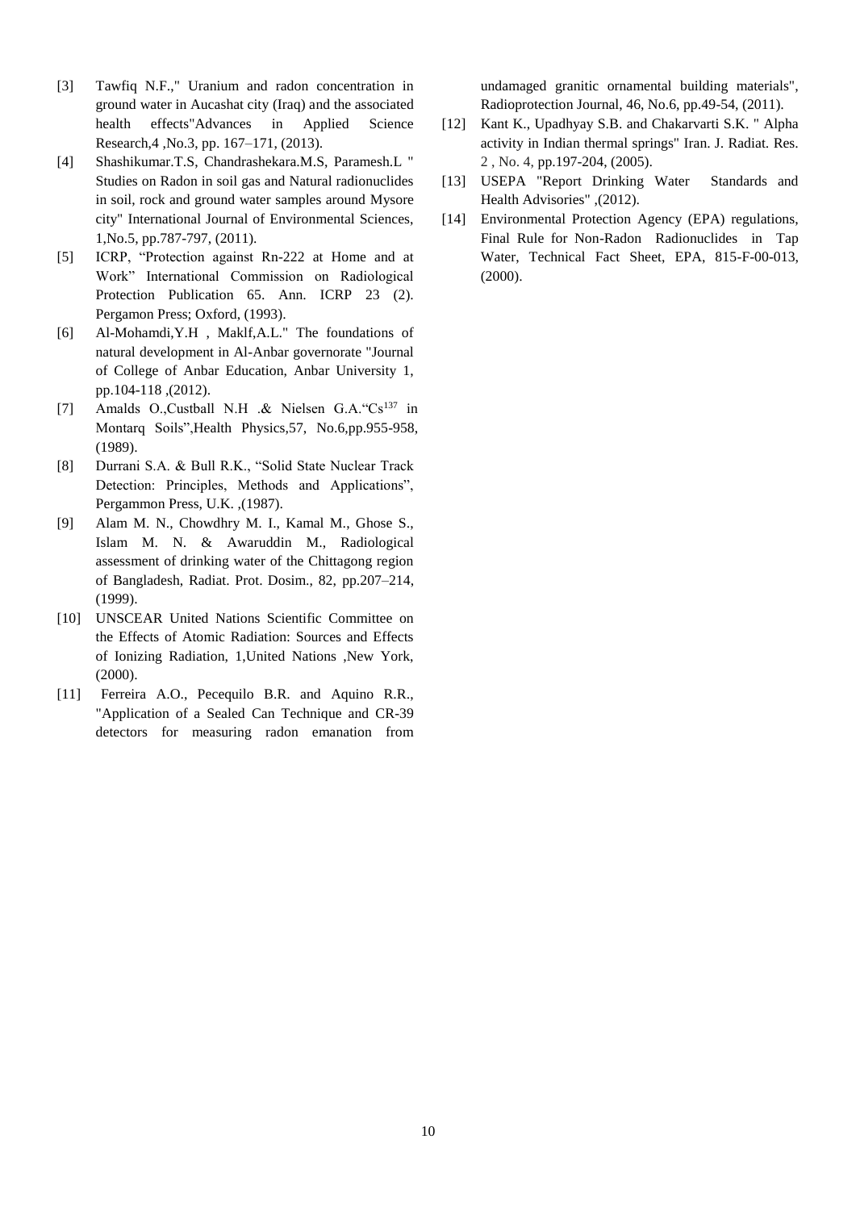[3] Tawfiq N.F.," Uranium and radon concentration in ground water in Aucashat city (Iraq) and the associated health effects"Advances in Applied Science Research,4 ,No.3, pp. 167–171, (2013).

[4] Shashikumar.T.S, Chandrashekara.M.S, Paramesh.L " Studies on Radon in soil gas and Natural radionuclides in soil, rock and ground water samples around Mysore city" International Journal of Environmental Sciences, 1,No.5, pp.787-797, (2011).

[5] ICRP, "Protection against Rn-222 at Home and at Work" International Commission on Radiological Protection Publication 65. Ann. ICRP 23 (2). Pergamon Press; Oxford, (1993).

[6] Al-Mohamdi,Y.H , Maklf,A.L." The foundations of natural development in Al-Anbar governorate "Journal of College of Anbar Education, Anbar University 1, pp.104-118 ,(2012).

[7] Amalds O.,Custball N.H .& Nielsen G.A."$Cs^{137}$ in Montarq Soils",Health Physics,57, No.6,pp.955-958, (1989).

[8] Durrani S.A. & Bull R.K., "Solid State Nuclear Track Detection: Principles, Methods and Applications", Pergammon Press, U.K. ,(1987).

[9] Alam M. N., Chowdhry M. I., Kamal M., Ghose S., Islam M. N. & Awaruddin M., Radiological assessment of drinking water of the Chittagong region of Bangladesh, Radiat. Prot. Dosim., 82, pp.207–214, (1999).

[10] UNSCEAR United Nations Scientific Committee on the Effects of Atomic Radiation: Sources and Effects of Ionizing Radiation, 1,United Nations ,New York, (2000).

[11] Ferreira A.O., Pecequilo B.R. and Aquino R.R., "Application of a Sealed Can Technique and CR-39 detectors for measuring radon emanation from undamaged granitic ornamental building materials", Radioprotection Journal, 46, No.6, pp.49-54, (2011).

[12] Kant K., Upadhyay S.B. and Chakarvarti S.K. " Alpha activity in Indian thermal springs" Iran. J. Radiat. Res. 2 , No. 4, pp.197-204, (2005).

[13] USEPA "Report Drinking Water Standards and Health Advisories" ,(2012).

[14] Environmental Protection Agency (EPA) regulations, Final Rule for Non-Radon Radionuclides in Tap Water, Technical Fact Sheet, EPA, 815-F-00-013, (2000).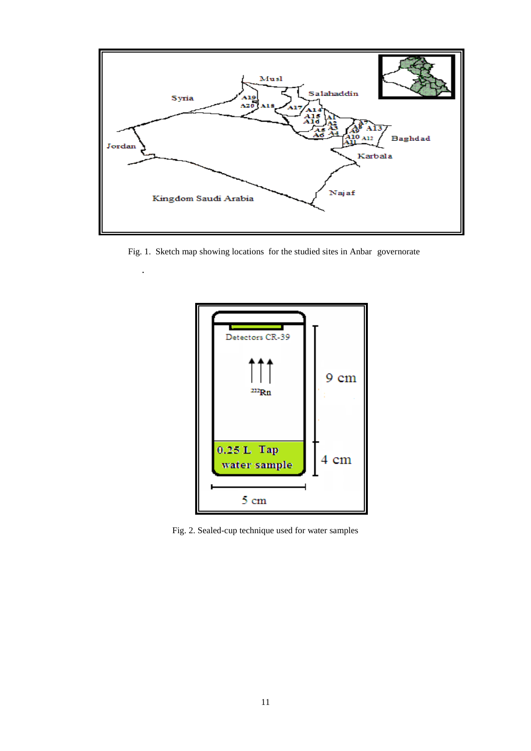Fig. 1. Sketch map showing locations for the studied sites in Anbar governorate

Fig. 2. Sealed-cup technique used for water samples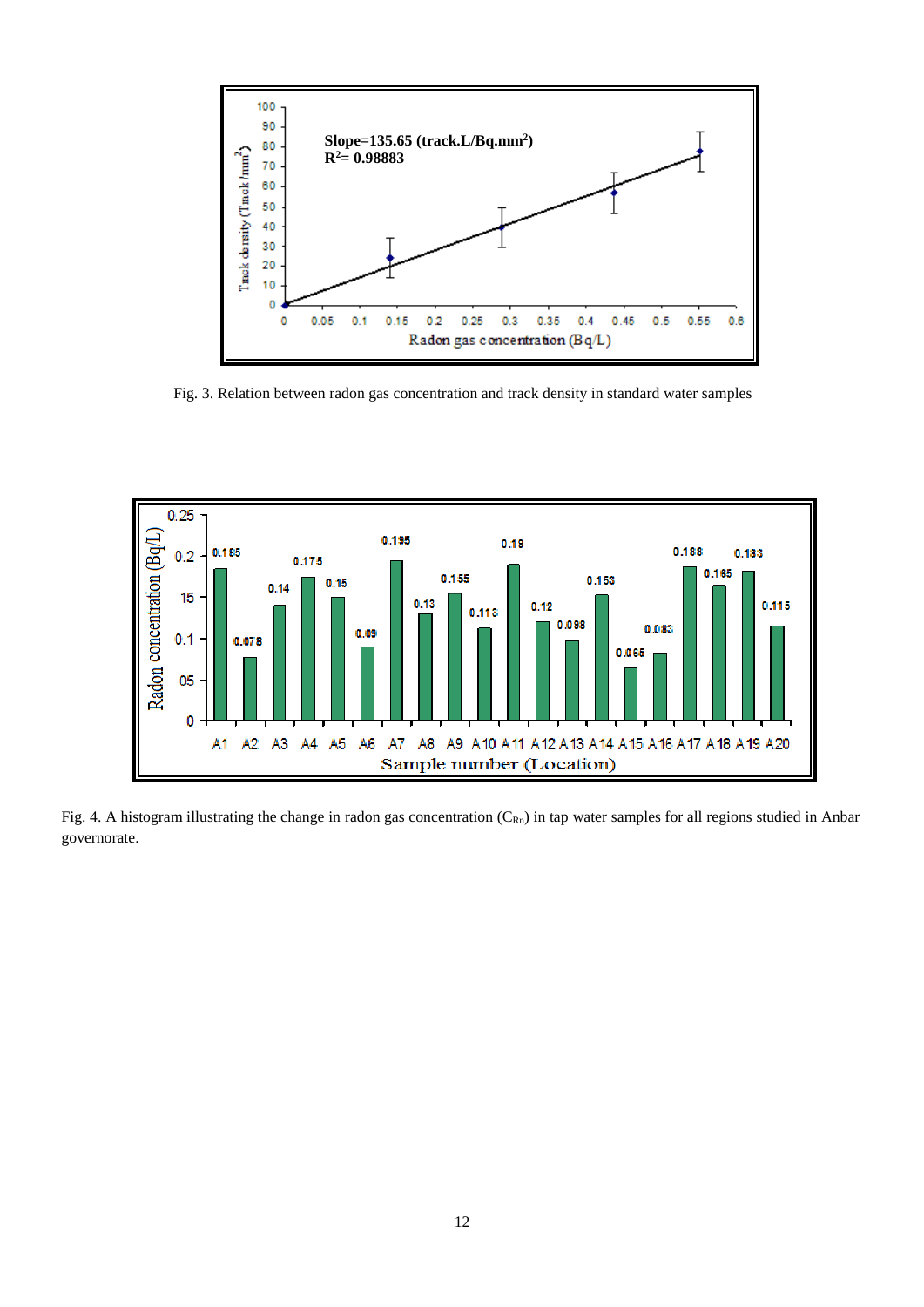Fig. 3. Relation between radon gas concentration and track density in standard water samples

Fig. 4. A histogram illustrating the change in radon gas concentration ($C_{Rn}$) in tap water samples for all regions studied in Anbar governorate.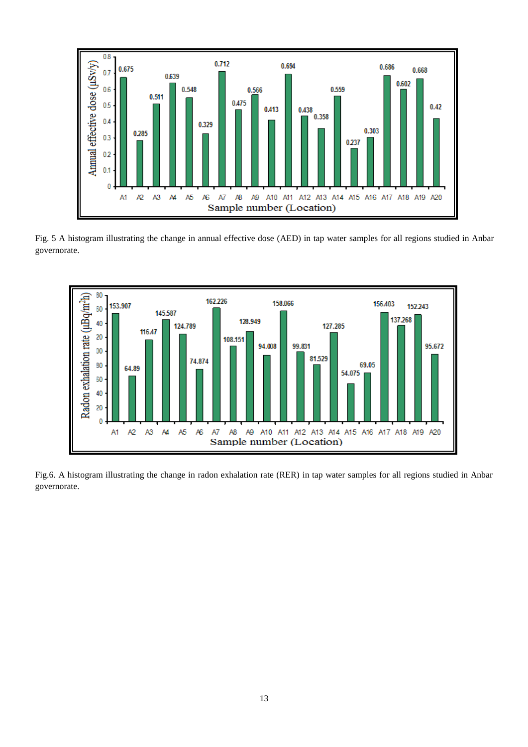Fig. 5 A histogram illustrating the change in annual effective dose (AED) in tap water samples for all regions studied in Anbar governorate.

Fig.6. A histogram illustrating the change in radon exhalation rate (RER) in tap water samples for all regions studied in Anbar governorate.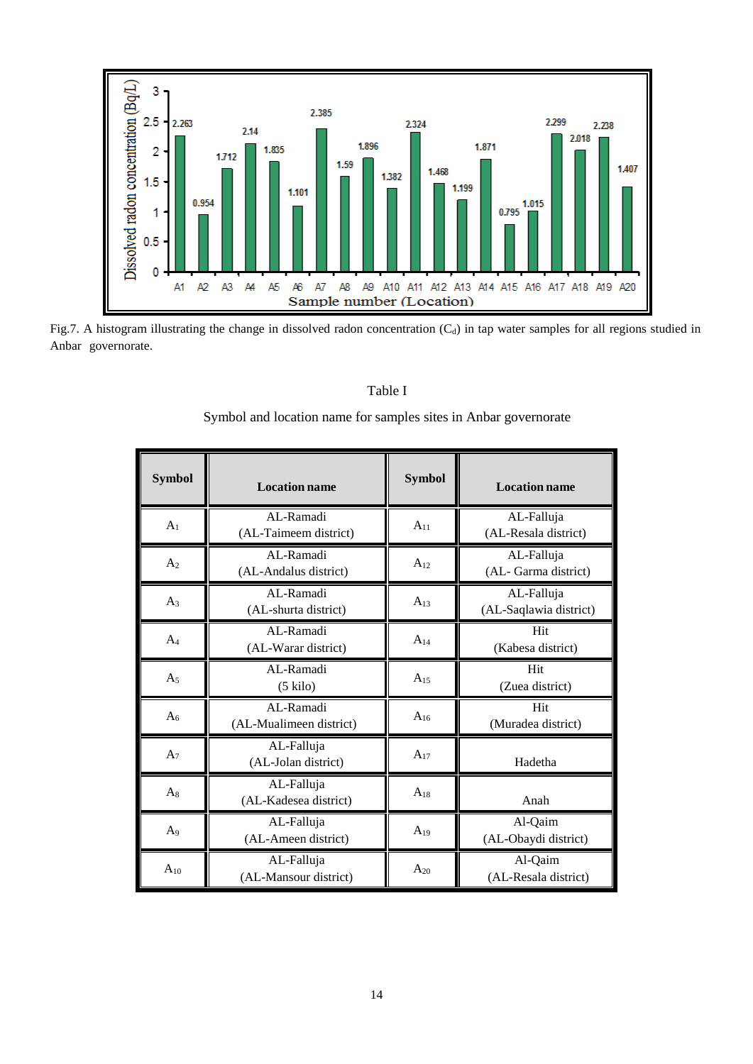Fig.7. A histogram illustrating the change in dissolved radon concentration ($C_d$) in tap water samples for all regions studied in Anbar governorate.

Table I

Symbol and location name for samples sites in Anbar governorate

| Symbol | Location name | Symbol | Location name |
|---|---|---|---|
| $A_1$ | AL-Ramadi (AL-Taimeem district) | $A_{11}$ | AL-Falluja (AL-Resala district) |
| $A_2$ | AL-Ramadi (AL-Andalus district) | $A_{12}$ | AL-Falluja (AL- Garma district) |
| $A_3$ | AL-Ramadi (AL-shurta district) | $A_{13}$ | AL-Falluja (AL-Saqlawia district) |
| $A_4$ | AL-Ramadi (AL-Warar district) | $A_{14}$ | Hit (Kabesa district) |
| $A_5$ | AL-Ramadi (5 kilo) | $A_{15}$ | Hit (Zuea district) |
| $A_6$ | AL-Ramadi (AL-Mualimeen district) | $A_{16}$ | Hit (Muradea district) |
| $A_7$ | AL-Falluja (AL-Jolan district) | $A_{17}$ | Hadetha |
| $A_8$ | AL-Falluja (AL-Kadesea district) | $A_{18}$ | Anah |
| $A_9$ | AL-Falluja (AL-Ameen district) | $A_{19}$ | Al-Qaim (AL-Obaydi district) |
| $A_{10}$ | AL-Falluja (AL-Mansour district) | $A_{20}$ | Al-Qaim (AL-Resala district) |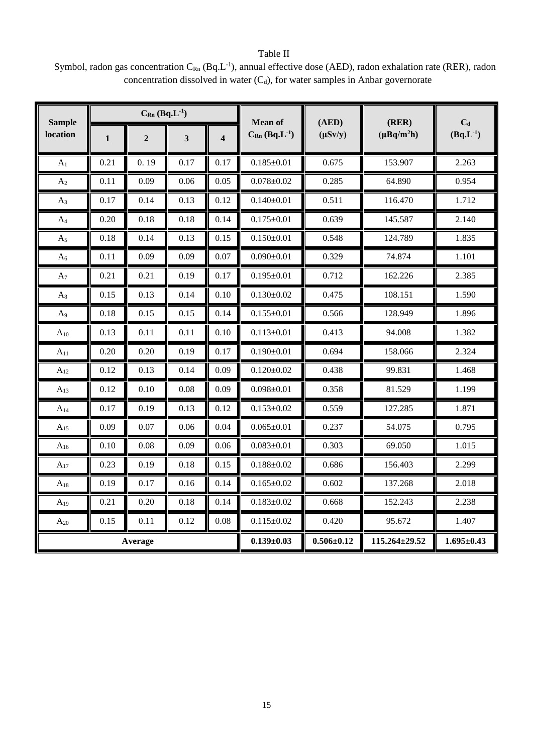Table II

Symbol, radon gas concentration $C_{Rn}$ ($Bq.L^{-1}$), annual effective dose (AED), radon exhalation rate (RER), radon concentration dissolved in water ($C_d$), for water samples in Anbar governorate

| Sample location | $C_{Rn}$ ($Bq.L^{-1}$) | | | | Mean of $C_{Rn}$ ($Bq.L^{-1}$) | (AED) (μSv/y) | (RER) (μBq/m$^2$h) | $C_d$ ($Bq.L^{-1}$) |
|---|---|---|---|---|---|---|---|---|
| | 1 | 2 | 3 | 4 | | | | |
| $A_1$ | 0.21 | 0. 19 | 0.17 | 0.17 | 0.185±0.01 | 0.675 | 153.907 | 2.263 |
| $A_2$ | 0.11 | 0.09 | 0.06 | 0.05 | 0.078±0.02 | 0.285 | 64.890 | 0.954 |
| $A_3$ | 0.17 | 0.14 | 0.13 | 0.12 | 0.140±0.01 | 0.511 | 116.470 | 1.712 |
| $A_4$ | 0.20 | 0.18 | 0.18 | 0.14 | 0.175±0.01 | 0.639 | 145.587 | 2.140 |
| $A_5$ | 0.18 | 0.14 | 0.13 | 0.15 | 0.150±0.01 | 0.548 | 124.789 | 1.835 |
| $A_6$ | 0.11 | 0.09 | 0.09 | 0.07 | 0.090±0.01 | 0.329 | 74.874 | 1.101 |
| $A_7$ | 0.21 | 0.21 | 0.19 | 0.17 | 0.195±0.01 | 0.712 | 162.226 | 2.385 |
| $A_8$ | 0.15 | 0.13 | 0.14 | 0.10 | 0.130±0.02 | 0.475 | 108.151 | 1.590 |
| $A_9$ | 0.18 | 0.15 | 0.15 | 0.14 | 0.155±0.01 | 0.566 | 128.949 | 1.896 |
| $A_{10}$ | 0.13 | 0.11 | 0.11 | 0.10 | 0.113±0.01 | 0.413 | 94.008 | 1.382 |
| $A_{11}$ | 0.20 | 0.20 | 0.19 | 0.17 | 0.190±0.01 | 0.694 | 158.066 | 2.324 |
| $A_{12}$ | 0.12 | 0.13 | 0.14 | 0.09 | 0.120±0.02 | 0.438 | 99.831 | 1.468 |
| $A_{13}$ | 0.12 | 0.10 | 0.08 | 0.09 | 0.098±0.01 | 0.358 | 81.529 | 1.199 |
| $A_{14}$ | 0.17 | 0.19 | 0.13 | 0.12 | 0.153±0.02 | 0.559 | 127.285 | 1.871 |
| $A_{15}$ | 0.09 | 0.07 | 0.06 | 0.04 | 0.065±0.01 | 0.237 | 54.075 | 0.795 |
| $A_{16}$ | 0.10 | 0.08 | 0.09 | 0.06 | 0.083±0.01 | 0.303 | 69.050 | 1.015 |
| $A_{17}$ | 0.23 | 0.19 | 0.18 | 0.15 | 0.188±0.02 | 0.686 | 156.403 | 2.299 |
| $A_{18}$ | 0.19 | 0.17 | 0.16 | 0.14 | 0.165±0.02 | 0.602 | 137.268 | 2.018 |
| $A_{19}$ | 0.21 | 0.20 | 0.18 | 0.14 | 0.183±0.02 | 0.668 | 152.243 | 2.238 |
| $A_{20}$ | 0.15 | 0.11 | 0.12 | 0.08 | 0.115±0.02 | 0.420 | 95.672 | 1.407 |
| **Average** | | | | | **0.139±0.03** | **0.506±0.12** | **115.264±29.52** | **1.695±0.43** |